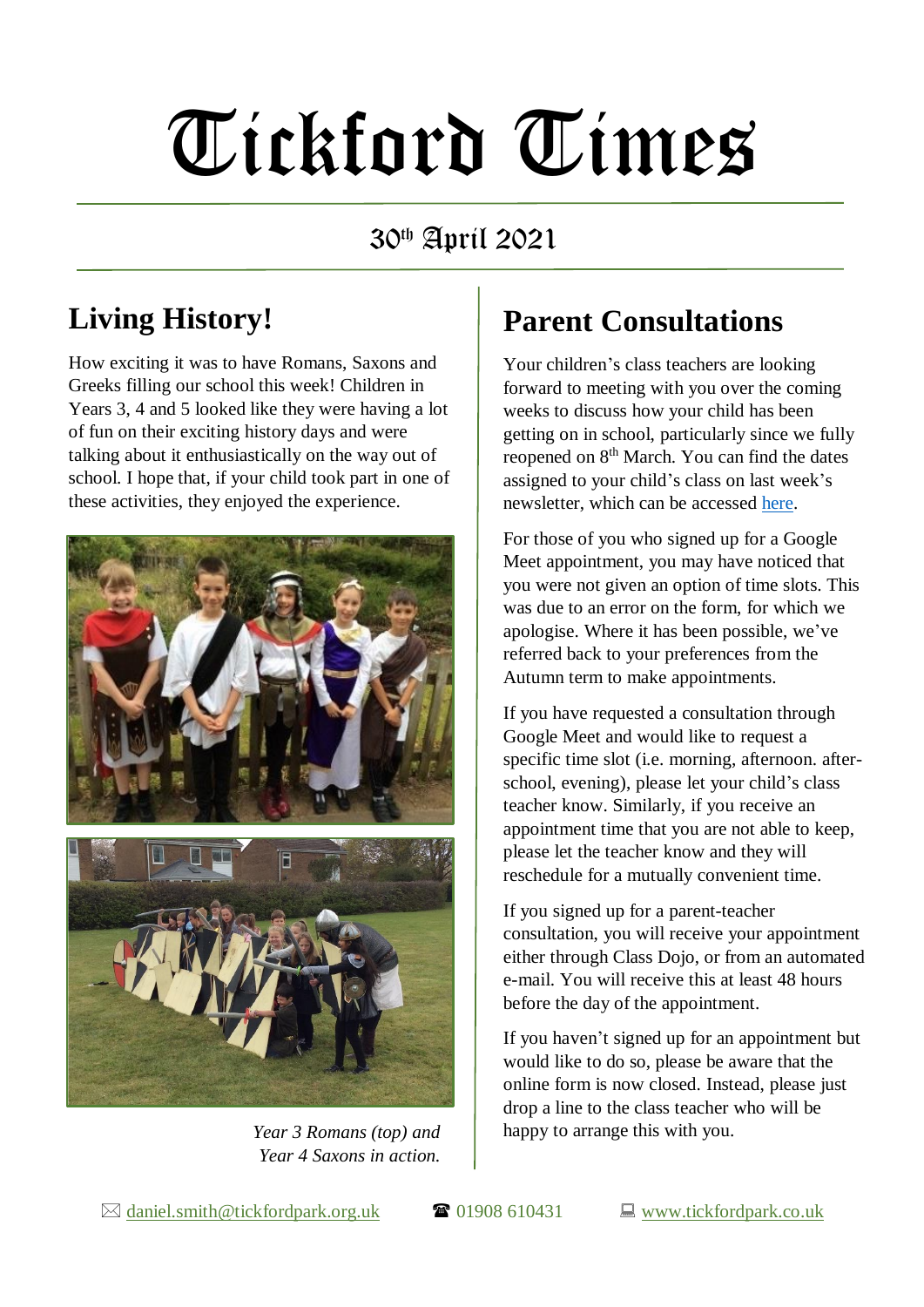# Tickford Times

30th April 2021

## Living History!

How exciting it was to have Romans, Saxons and Greeks filling our school this week! Children in Years 3, 4 and 5 looked like they were having a lot of fun on their exciting history days and were talking about it enthusiastically on the way out of school. I hope that, if your child took part in one of these activities, they enjoyed the experience.

*Year 3 Romans (top) and Year 4 Saxons in action.*

## Parent Consultations

Your children's class teachers are looking forward to meeting with you over the coming weeks to discuss how your child has been getting on in school, particularly since we fully reopened on 8th March. You can find the dates assigned to your child's class on last week's newsletter, which can be accessed here.

For those of you who signed up for a Google Meet appointment, you may have noticed that you were not given an option of time slots. This was due to an error on the form, for which we apologise. Where it has been possible, we've referred back to your preferences from the Autumn term to make appointments.

If you have requested a consultation through Google Meet and would like to request a specific time slot (i.e. morning, afternoon. after-school, evening), please let your child's class teacher know. Similarly, if you receive an appointment time that you are not able to keep, please let the teacher know and they will reschedule for a mutually convenient time.

If you signed up for a parent-teacher consultation, you will receive your appointment either through Class Dojo, or from an automated e-mail. You will receive this at least 48 hours before the day of the appointment.

If you haven't signed up for an appointment but would like to do so, please be aware that the online form is now closed. Instead, please just drop a line to the class teacher who will be happy to arrange this with you.

✉ daniel.smith@tickfordpark.org.uk ☎ 01908 610431 💻 www.tickfordpark.co.uk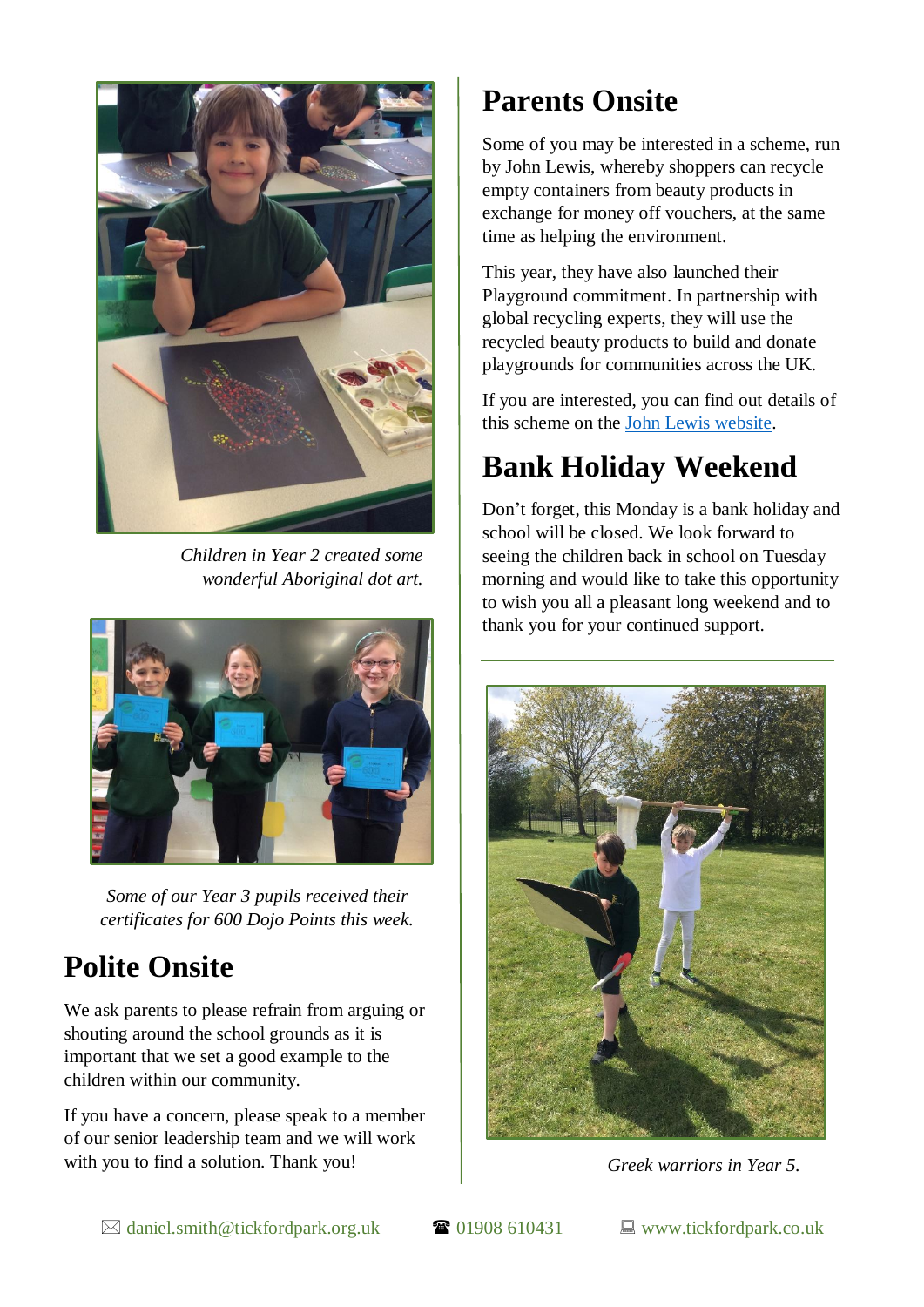*Children in Year 2 created some wonderful Aboriginal dot art.*

*Some of our Year 3 pupils received their certificates for 600 Dojo Points this week.*

## Polite Onsite

We ask parents to please refrain from arguing or shouting around the school grounds as it is important that we set a good example to the children within our community.

If you have a concern, please speak to a member of our senior leadership team and we will work with you to find a solution. Thank you!

## Parents Onsite

Some of you may be interested in a scheme, run by John Lewis, whereby shoppers can recycle empty containers from beauty products in exchange for money off vouchers, at the same time as helping the environment.

This year, they have also launched their Playground commitment. In partnership with global recycling experts, they will use the recycled beauty products to build and donate playgrounds for communities across the UK.

If you are interested, you can find out details of this scheme on the John Lewis website.

## Bank Holiday Weekend

Don't forget, this Monday is a bank holiday and school will be closed. We look forward to seeing the children back in school on Tuesday morning and would like to take this opportunity to wish you all a pleasant long weekend and to thank you for your continued support.

*Greek warriors in Year 5.*

✉ daniel.smith@tickfordpark.org.uk ☎ 01908 610431 💻 www.tickfordpark.co.uk